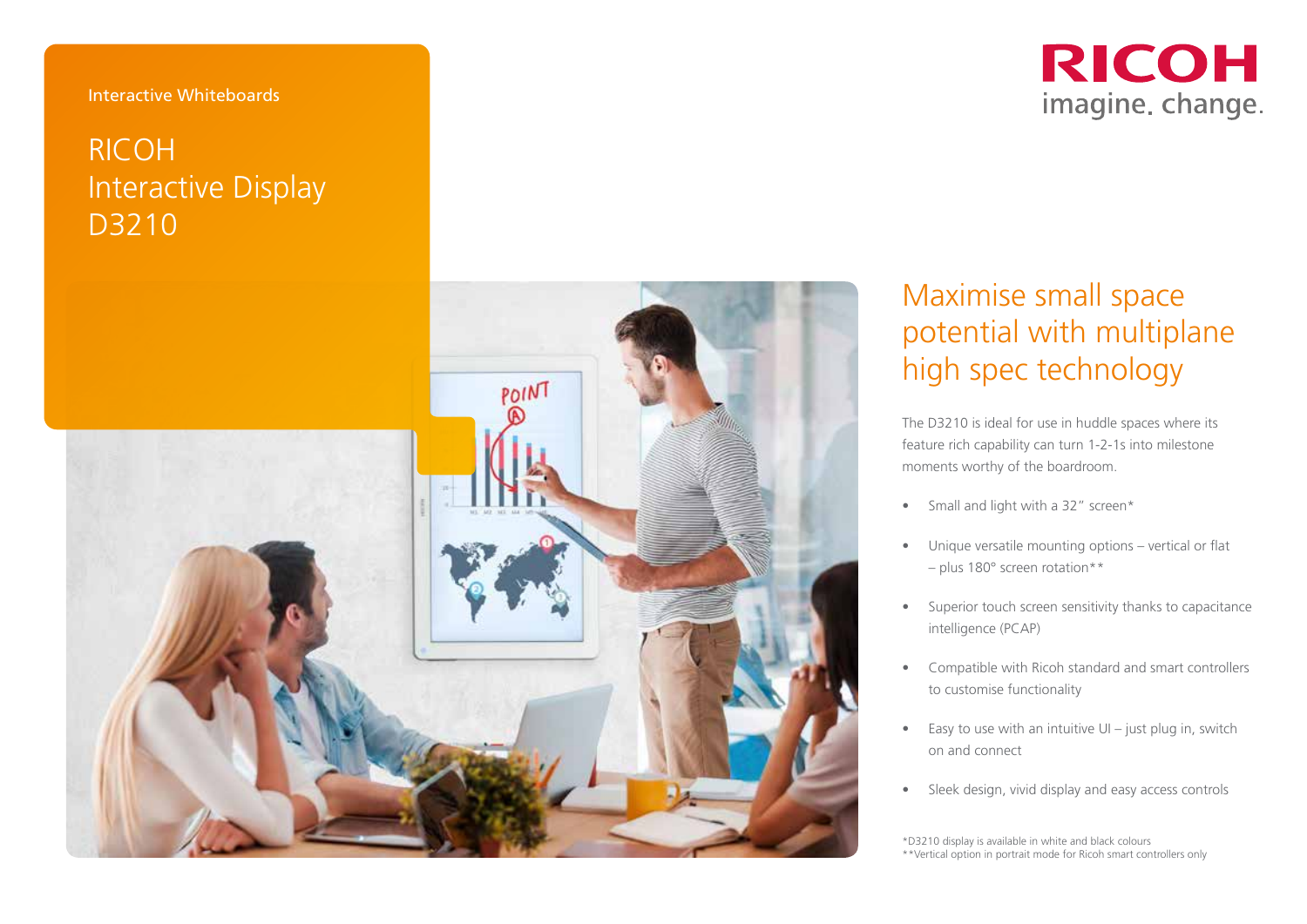Interactive Whiteboards

# RICOH Interactive Display D3210

RICOH
imagine. change.

## Maximise small space potential with multiplane high spec technology

The D3210 is ideal for use in huddle spaces where its feature rich capability can turn 1-2-1s into milestone moments worthy of the boardroom.

- Small and light with a 32" screen*
- Unique versatile mounting options – vertical or flat – plus 180° screen rotation**
- Superior touch screen sensitivity thanks to capacitance intelligence (PCAP)
- Compatible with Ricoh standard and smart controllers to customise functionality
- Easy to use with an intuitive UI – just plug in, switch on and connect
- Sleek design, vivid display and easy access controls

*D3210 display is available in white and black colours
**Vertical option in portrait mode for Ricoh smart controllers only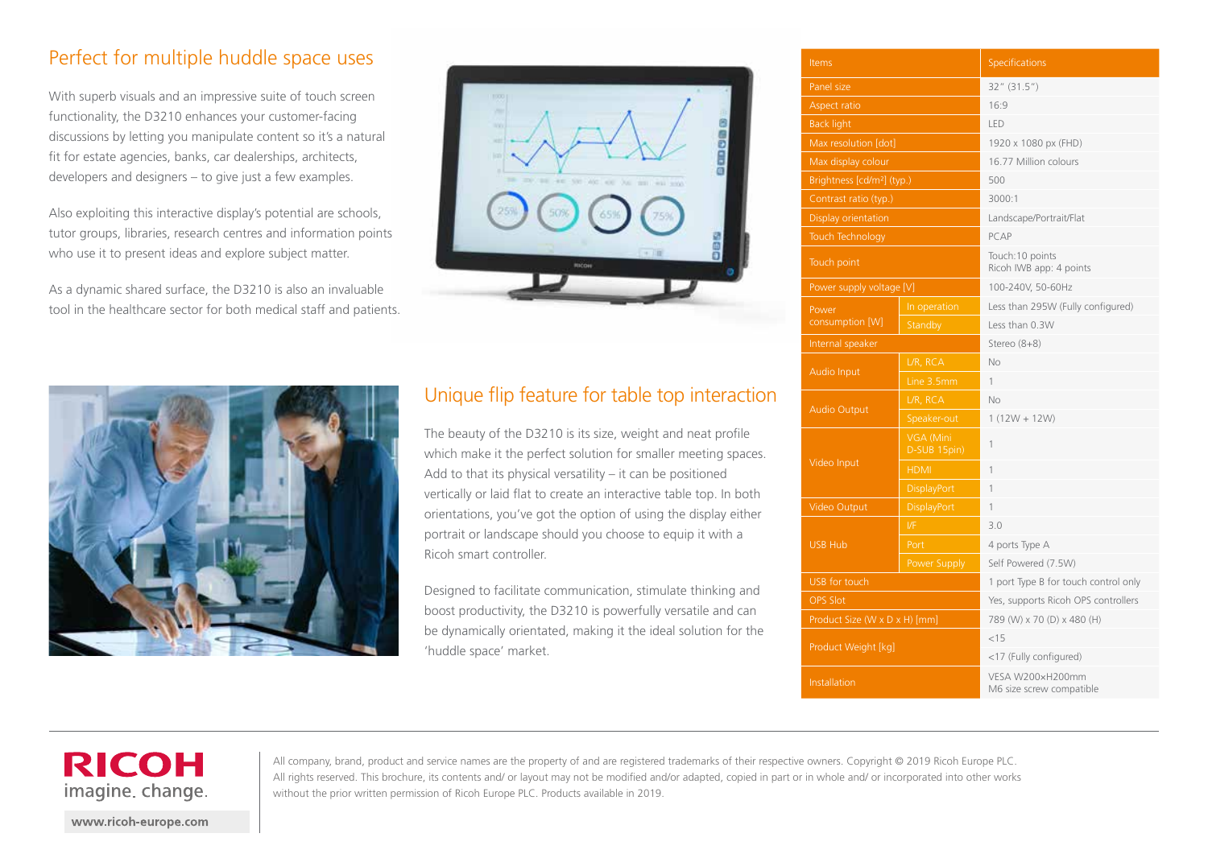## Perfect for multiple huddle space uses

With superb visuals and an impressive suite of touch screen functionality, the D3210 enhances your customer-facing discussions by letting you manipulate content so it's a natural fit for estate agencies, banks, car dealerships, architects, developers and designers – to give just a few examples.

Also exploiting this interactive display's potential are schools, tutor groups, libraries, research centres and information points who use it to present ideas and explore subject matter.

As a dynamic shared surface, the D3210 is also an invaluable tool in the healthcare sector for both medical staff and patients.

## Unique flip feature for table top interaction

The beauty of the D3210 is its size, weight and neat profile which make it the perfect solution for smaller meeting spaces. Add to that its physical versatility – it can be positioned vertically or laid flat to create an interactive table top. In both orientations, you've got the option of using the display either portrait or landscape should you choose to equip it with a Ricoh smart controller.

Designed to facilitate communication, stimulate thinking and boost productivity, the D3210 is powerfully versatile and can be dynamically orientated, making it the ideal solution for the 'huddle space' market.

| Items | | Specifications |
|---|---|---|
| Panel size | | 32" (31.5") |
| Aspect ratio | | 16:9 |
| Back light | | LED |
| Max resolution [dot] | | 1920 x 1080 px (FHD) |
| Max display colour | | 16.77 Million colours |
| Brightness [cd/m²] (typ.) | | 500 |
| Contrast ratio (typ.) | | 3000:1 |
| Display orientation | | Landscape/Portrait/Flat |
| Touch Technology | | PCAP |
| Touch point | | Touch:10 points<br>Ricoh IWB app: 4 points |
| Power supply voltage [V] | | 100-240V, 50-60Hz |
| Power consumption [W] | In operation | Less than 295W (Fully configured) |
| | Standby | Less than 0.3W |
| Internal speaker | | Stereo (8+8) |
| Audio Input | L/R, RCA | No |
| | Line 3.5mm | 1 |
| Audio Output | L/R, RCA | No |
| | Speaker-out | 1 (12W + 12W) |
| Video Input | VGA (Mini D-SUB 15pin) | 1 |
| | HDMI | 1 |
| | DisplayPort | 1 |
| Video Output | DisplayPort | 1 |
| USB Hub | I/F | 3.0 |
| | Port | 4 ports Type A |
| | Power Supply | Self Powered (7.5W) |
| USB for touch | | 1 port Type B for touch control only |
| OPS Slot | | Yes, supports Ricoh OPS controllers |
| Product Size (W x D x H) [mm] | | 789 (W) x 70 (D) x 480 (H) |
| Product Weight [kg] | | <15 |
| | | <17 (Fully configured) |
| Installation | | VESA W200×H200mm<br>M6 size screw compatible |

**RICOH**
imagine. change.

www.ricoh-europe.com

All company, brand, product and service names are the property of and are registered trademarks of their respective owners. Copyright © 2019 Ricoh Europe PLC. All rights reserved. This brochure, its contents and/ or layout may not be modified and/or adapted, copied in part or in whole and/ or incorporated into other works without the prior written permission of Ricoh Europe PLC. Products available in 2019.